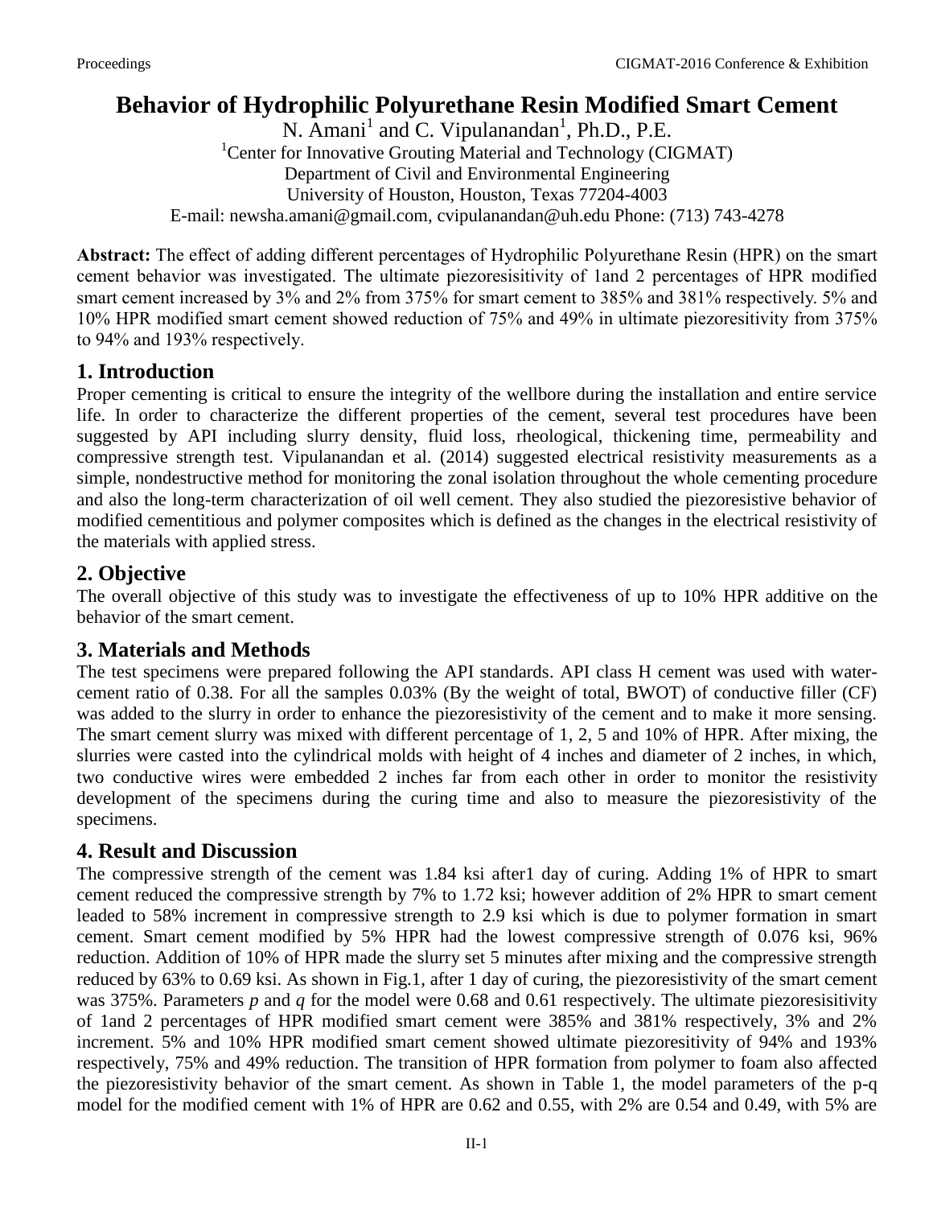# Behavior of Hydrophilic Polyurethane Resin Modified Smart Cement

N. Amani[1] and C. Vipulanandan[1], Ph.D., P.E.

[1]Center for Innovative Grouting Material and Technology (CIGMAT)
Department of Civil and Environmental Engineering
University of Houston, Houston, Texas 77204-4003
E-mail: newsha.amani@gmail.com, cvipulanandan@uh.edu Phone: (713) 743-4278

**Abstract:** The effect of adding different percentages of Hydrophilic Polyurethane Resin (HPR) on the smart cement behavior was investigated. The ultimate piezoresisitivity of 1and 2 percentages of HPR modified smart cement increased by 3% and 2% from 375% for smart cement to 385% and 381% respectively. 5% and 10% HPR modified smart cement showed reduction of 75% and 49% in ultimate piezoresitivity from 375% to 94% and 193% respectively.

## 1. Introduction

Proper cementing is critical to ensure the integrity of the wellbore during the installation and entire service life. In order to characterize the different properties of the cement, several test procedures have been suggested by API including slurry density, fluid loss, rheological, thickening time, permeability and compressive strength test. Vipulanandan et al. (2014) suggested electrical resistivity measurements as a simple, nondestructive method for monitoring the zonal isolation throughout the whole cementing procedure and also the long-term characterization of oil well cement. They also studied the piezoresistive behavior of modified cementitious and polymer composites which is defined as the changes in the electrical resistivity of the materials with applied stress.

## 2. Objective

The overall objective of this study was to investigate the effectiveness of up to 10% HPR additive on the behavior of the smart cement.

## 3. Materials and Methods

The test specimens were prepared following the API standards. API class H cement was used with water-cement ratio of 0.38. For all the samples 0.03% (By the weight of total, BWOT) of conductive filler (CF) was added to the slurry in order to enhance the piezoresistivity of the cement and to make it more sensing. The smart cement slurry was mixed with different percentage of 1, 2, 5 and 10% of HPR. After mixing, the slurries were casted into the cylindrical molds with height of 4 inches and diameter of 2 inches, in which, two conductive wires were embedded 2 inches far from each other in order to monitor the resistivity development of the specimens during the curing time and also to measure the piezoresistivity of the specimens.

## 4. Result and Discussion

The compressive strength of the cement was 1.84 ksi after1 day of curing. Adding 1% of HPR to smart cement reduced the compressive strength by 7% to 1.72 ksi; however addition of 2% HPR to smart cement leaded to 58% increment in compressive strength to 2.9 ksi which is due to polymer formation in smart cement. Smart cement modified by 5% HPR had the lowest compressive strength of 0.076 ksi, 96% reduction. Addition of 10% of HPR made the slurry set 5 minutes after mixing and the compressive strength reduced by 63% to 0.69 ksi. As shown in Fig.1, after 1 day of curing, the piezoresistivity of the smart cement was 375%. Parameters *p* and *q* for the model were 0.68 and 0.61 respectively. The ultimate piezoresisitivity of 1and 2 percentages of HPR modified smart cement were 385% and 381% respectively, 3% and 2% increment. 5% and 10% HPR modified smart cement showed ultimate piezoresitivity of 94% and 193% respectively, 75% and 49% reduction. The transition of HPR formation from polymer to foam also affected the piezoresistivity behavior of the smart cement. As shown in Table 1, the model parameters of the p-q model for the modified cement with 1% of HPR are 0.62 and 0.55, with 2% are 0.54 and 0.49, with 5% are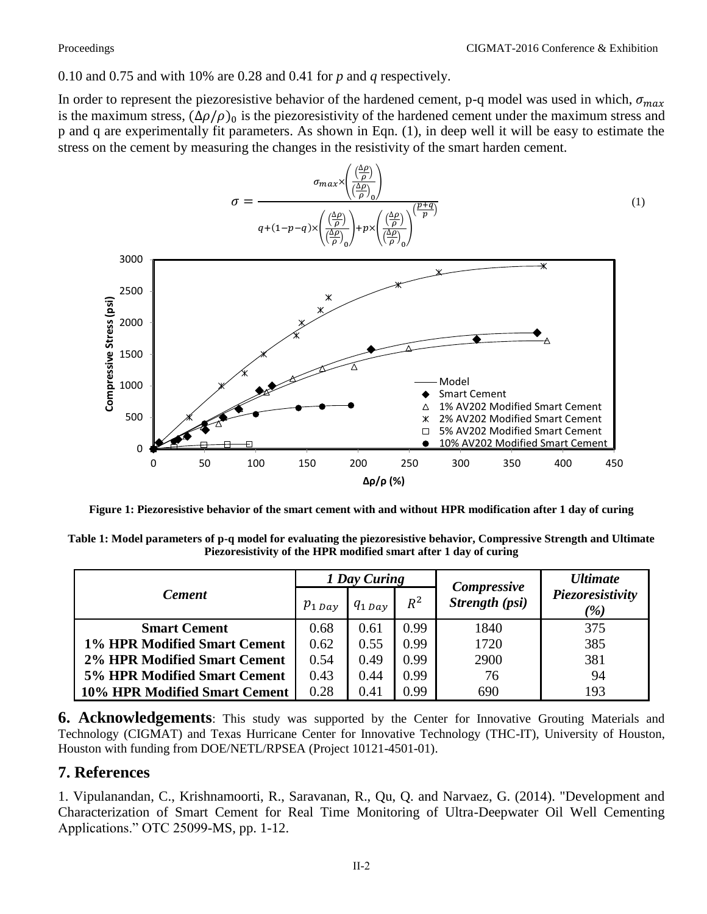0.10 and 0.75 and with 10% are 0.28 and 0.41 for *p* and *q* respectively.

In order to represent the piezoresistive behavior of the hardened cement, p-q model was used in which, $\sigma_{max}$ is the maximum stress, $(\Delta\rho/\rho)_0$ is the piezoresistivity of the hardened cement under the maximum stress and p and q are experimentally fit parameters. As shown in Eqn. (1), in deep well it will be easy to estimate the stress on the cement by measuring the changes in the resistivity of the smart harden cement.

$$\sigma = \frac{\sigma_{max} \times \left( \frac{\left(\frac{\Delta\rho}{\rho}\right)}{\left(\frac{\Delta\rho}{\rho}\right)_0} \right)}{q + (1-p-q) \times \left( \frac{\left(\frac{\Delta\rho}{\rho}\right)}{\left(\frac{\Delta\rho}{\rho}\right)_0} \right) + p \times \left( \frac{\left(\frac{\Delta\rho}{\rho}\right)}{\left(\frac{\Delta\rho}{\rho}\right)_0} \right)^{\left(\frac{p+q}{p}\right)}} \tag{1}$$

Compressive Stress (psi)

3000, 2500, 2000, 1500, 1000, 500, 0

Δρ/ρ (%)

0, 50, 100, 150, 200, 250, 300, 350, 400, 450

Model
Smart Cement
1% AV202 Modified Smart Cement
2% AV202 Modified Smart Cement
5% AV202 Modified Smart Cement
10% AV202 Modified Smart Cement

**Figure 1: Piezoresistive behavior of the smart cement with and without HPR modification after 1 day of curing**

**Table 1: Model parameters of p-q model for evaluating the piezoresistive behavior, Compressive Strength and Ultimate Piezoresistivity of the HPR modified smart after 1 day of curing**

| *Cement* | *1 Day Curing* | | | *Compressive Strength (psi)* | *Ultimate Piezoresistivity (%)* |
|---|---|---|---|---|---|
| | $p_{1\,Day}$ | $q_{1\,Day}$ | $R^2$ | | |
| **Smart Cement** | 0.68 | 0.61 | 0.99 | 1840 | 375 |
| **1% HPR Modified Smart Cement** | 0.62 | 0.55 | 0.99 | 1720 | 385 |
| **2% HPR Modified Smart Cement** | 0.54 | 0.49 | 0.99 | 2900 | 381 |
| **5% HPR Modified Smart Cement** | 0.43 | 0.44 | 0.99 | 76 | 94 |
| **10% HPR Modified Smart Cement** | 0.28 | 0.41 | 0.99 | 690 | 193 |

**6. Acknowledgements**: This study was supported by the Center for Innovative Grouting Materials and Technology (CIGMAT) and Texas Hurricane Center for Innovative Technology (THC-IT), University of Houston, Houston with funding from DOE/NETL/RPSEA (Project 10121-4501-01).

## 7. References

1. Vipulanandan, C., Krishnamoorti, R., Saravanan, R., Qu, Q. and Narvaez, G. (2014). "Development and Characterization of Smart Cement for Real Time Monitoring of Ultra-Deepwater Oil Well Cementing Applications." OTC 25099-MS, pp. 1-12.